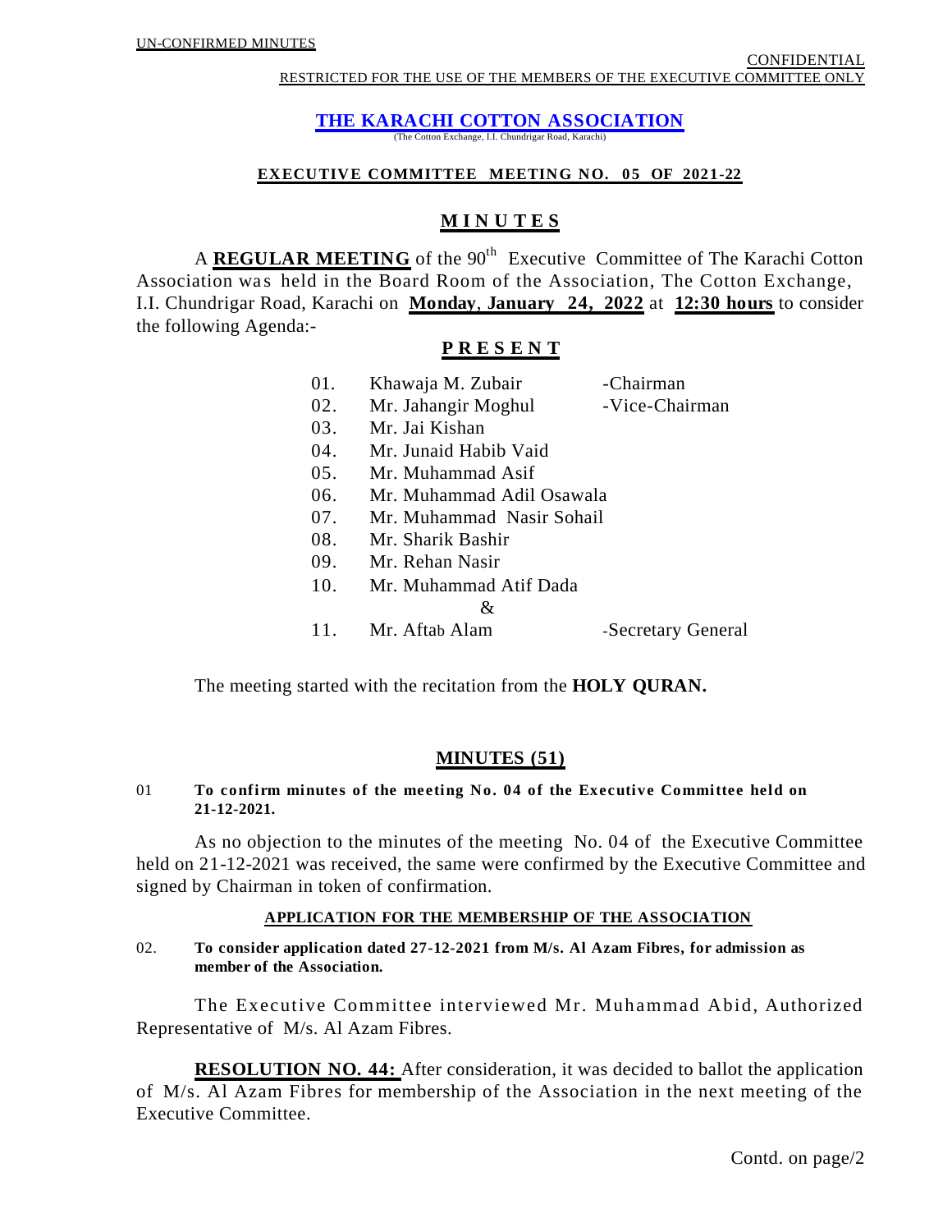UN-CONFIRMED MINUTES

CONFIDENTIAL
RESTRICTED FOR THE USE OF THE MEMBERS OF THE EXECUTIVE COMMITTEE ONLY

# THE KARACHI COTTON ASSOCIATION

(The Cotton Exchange, I.I. Chundrigar Road, Karachi)

## EXECUTIVE COMMITTEE MEETING NO. 05 OF 2021-22

## M I N U T E S

A **REGULAR MEETING** of the 90th Executive Committee of The Karachi Cotton Association was held in the Board Room of the Association, The Cotton Exchange, I.I. Chundrigar Road, Karachi on **Monday, January 24, 2022** at **12:30 hours** to consider the following Agenda:-

## P R E S E N T

01. Khawaja M. Zubair -Chairman
02. Mr. Jahangir Moghul -Vice-Chairman
03. Mr. Jai Kishan
04. Mr. Junaid Habib Vaid
05. Mr. Muhammad Asif
06. Mr. Muhammad Adil Osawala
07. Mr. Muhammad Nasir Sohail
08. Mr. Sharik Bashir
09. Mr. Rehan Nasir
10. Mr. Muhammad Atif Dada

&

11. Mr. Aftab Alam -Secretary General

The meeting started with the recitation from the **HOLY QURAN.**

## MINUTES (51)

01 **To confirm minutes of the meeting No. 04 of the Executive Committee held on 21-12-2021.**

As no objection to the minutes of the meeting No. 04 of the Executive Committee held on 21-12-2021 was received, the same were confirmed by the Executive Committee and signed by Chairman in token of confirmation.

### APPLICATION FOR THE MEMBERSHIP OF THE ASSOCIATION

02. **To consider application dated 27-12-2021 from M/s. Al Azam Fibres, for admission as member of the Association.**

The Executive Committee interviewed Mr. Muhammad Abid, Authorized Representative of M/s. Al Azam Fibres.

**RESOLUTION NO. 44:** After consideration, it was decided to ballot the application of M/s. Al Azam Fibres for membership of the Association in the next meeting of the Executive Committee.

Contd. on page/2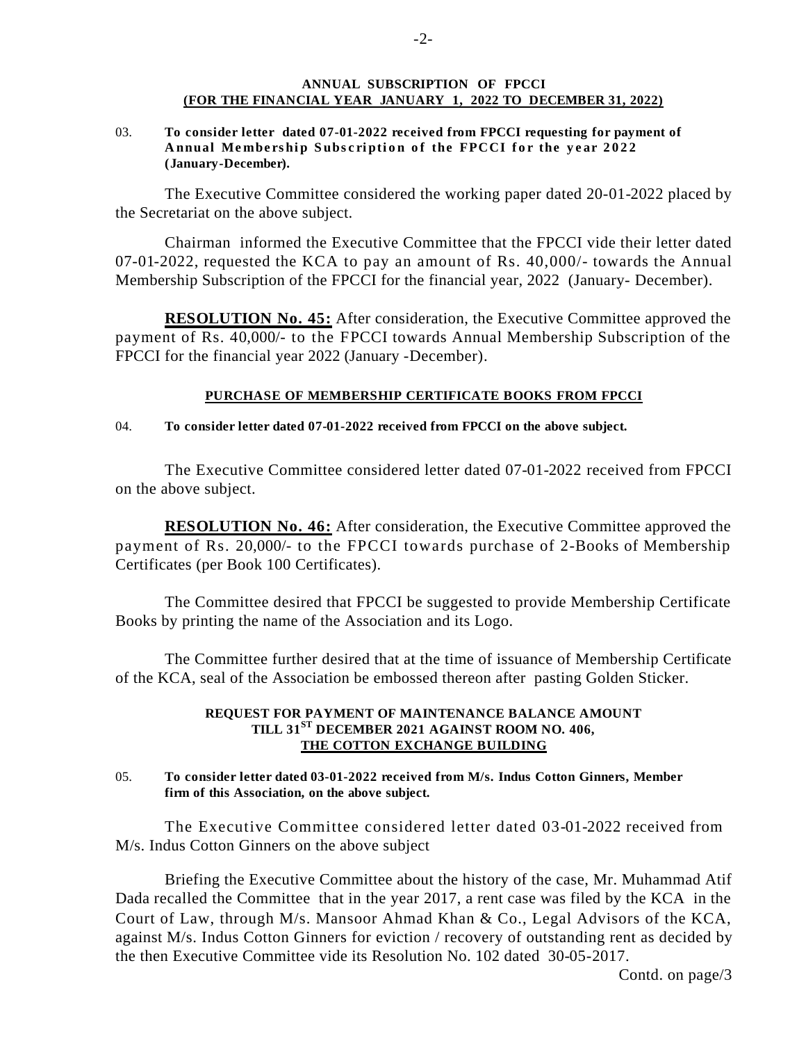### ANNUAL SUBSCRIPTION OF FPCCI
### (FOR THE FINANCIAL YEAR JANUARY 1, 2022 TO DECEMBER 31, 2022)

03. **To consider letter dated 07-01-2022 received from FPCCI requesting for payment of Annual Membership Subscription of the FPCCI for the year 2022 (January-December).**

The Executive Committee considered the working paper dated 20-01-2022 placed by the Secretariat on the above subject.

Chairman informed the Executive Committee that the FPCCI vide their letter dated 07-01-2022, requested the KCA to pay an amount of Rs. 40,000/- towards the Annual Membership Subscription of the FPCCI for the financial year, 2022 (January- December).

**RESOLUTION No. 45:** After consideration, the Executive Committee approved the payment of Rs. 40,000/- to the FPCCI towards Annual Membership Subscription of the FPCCI for the financial year 2022 (January -December).

### PURCHASE OF MEMBERSHIP CERTIFICATE BOOKS FROM FPCCI

04. **To consider letter dated 07-01-2022 received from FPCCI on the above subject.**

The Executive Committee considered letter dated 07-01-2022 received from FPCCI on the above subject.

**RESOLUTION No. 46:** After consideration, the Executive Committee approved the payment of Rs. 20,000/- to the FPCCI towards purchase of 2-Books of Membership Certificates (per Book 100 Certificates).

The Committee desired that FPCCI be suggested to provide Membership Certificate Books by printing the name of the Association and its Logo.

The Committee further desired that at the time of issuance of Membership Certificate of the KCA, seal of the Association be embossed thereon after pasting Golden Sticker.

### REQUEST FOR PAYMENT OF MAINTENANCE BALANCE AMOUNT TILL 31ST DECEMBER 2021 AGAINST ROOM NO. 406, THE COTTON EXCHANGE BUILDING

05. **To consider letter dated 03-01-2022 received from M/s. Indus Cotton Ginners, Member firm of this Association, on the above subject.**

The Executive Committee considered letter dated 03-01-2022 received from M/s. Indus Cotton Ginners on the above subject

Briefing the Executive Committee about the history of the case, Mr. Muhammad Atif Dada recalled the Committee that in the year 2017, a rent case was filed by the KCA in the Court of Law, through M/s. Mansoor Ahmad Khan & Co., Legal Advisors of the KCA, against M/s. Indus Cotton Ginners for eviction / recovery of outstanding rent as decided by the then Executive Committee vide its Resolution No. 102 dated 30-05-2017.

Contd. on page/3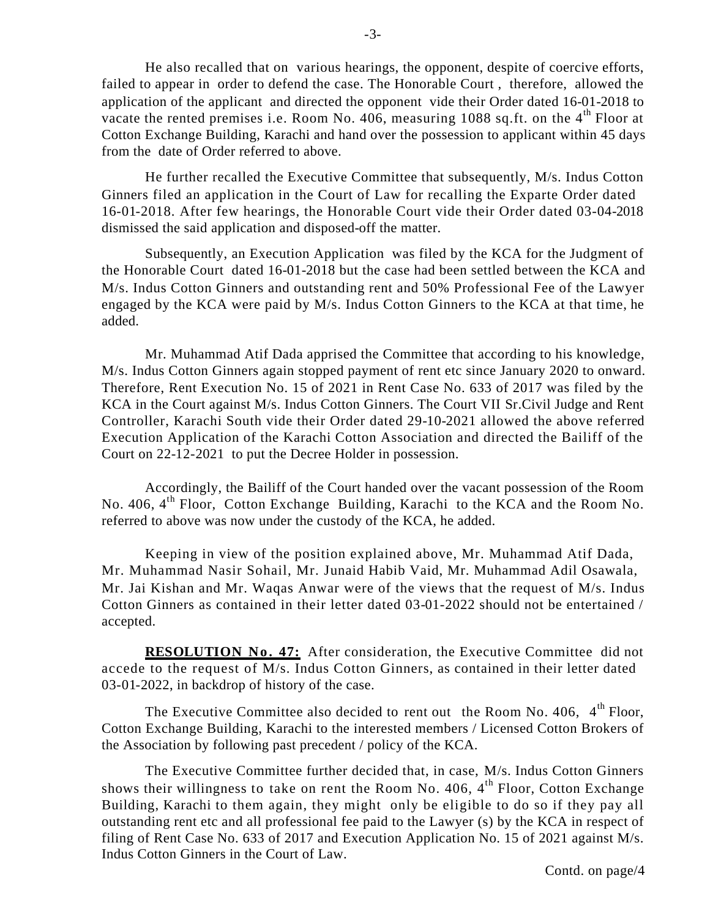He also recalled that on various hearings, the opponent, despite of coercive efforts, failed to appear in order to defend the case. The Honorable Court , therefore, allowed the application of the applicant and directed the opponent vide their Order dated 16-01-2018 to vacate the rented premises i.e. Room No. 406, measuring 1088 sq.ft. on the 4th Floor at Cotton Exchange Building, Karachi and hand over the possession to applicant within 45 days from the date of Order referred to above.

He further recalled the Executive Committee that subsequently, M/s. Indus Cotton Ginners filed an application in the Court of Law for recalling the Exparte Order dated 16-01-2018. After few hearings, the Honorable Court vide their Order dated 03-04-2018 dismissed the said application and disposed-off the matter.

Subsequently, an Execution Application was filed by the KCA for the Judgment of the Honorable Court dated 16-01-2018 but the case had been settled between the KCA and M/s. Indus Cotton Ginners and outstanding rent and 50% Professional Fee of the Lawyer engaged by the KCA were paid by M/s. Indus Cotton Ginners to the KCA at that time, he added.

Mr. Muhammad Atif Dada apprised the Committee that according to his knowledge, M/s. Indus Cotton Ginners again stopped payment of rent etc since January 2020 to onward. Therefore, Rent Execution No. 15 of 2021 in Rent Case No. 633 of 2017 was filed by the KCA in the Court against M/s. Indus Cotton Ginners. The Court VII Sr.Civil Judge and Rent Controller, Karachi South vide their Order dated 29-10-2021 allowed the above referred Execution Application of the Karachi Cotton Association and directed the Bailiff of the Court on 22-12-2021 to put the Decree Holder in possession.

Accordingly, the Bailiff of the Court handed over the vacant possession of the Room No. 406, 4th Floor, Cotton Exchange Building, Karachi to the KCA and the Room No. referred to above was now under the custody of the KCA, he added.

Keeping in view of the position explained above, Mr. Muhammad Atif Dada, Mr. Muhammad Nasir Sohail, Mr. Junaid Habib Vaid, Mr. Muhammad Adil Osawala, Mr. Jai Kishan and Mr. Waqas Anwar were of the views that the request of M/s. Indus Cotton Ginners as contained in their letter dated 03-01-2022 should not be entertained / accepted.

**RESOLUTION No. 47:** After consideration, the Executive Committee did not accede to the request of M/s. Indus Cotton Ginners, as contained in their letter dated 03-01-2022, in backdrop of history of the case.

The Executive Committee also decided to rent out the Room No. 406, 4th Floor, Cotton Exchange Building, Karachi to the interested members / Licensed Cotton Brokers of the Association by following past precedent / policy of the KCA.

The Executive Committee further decided that, in case, M/s. Indus Cotton Ginners shows their willingness to take on rent the Room No. 406, 4th Floor, Cotton Exchange Building, Karachi to them again, they might only be eligible to do so if they pay all outstanding rent etc and all professional fee paid to the Lawyer (s) by the KCA in respect of filing of Rent Case No. 633 of 2017 and Execution Application No. 15 of 2021 against M/s. Indus Cotton Ginners in the Court of Law.

Contd. on page/4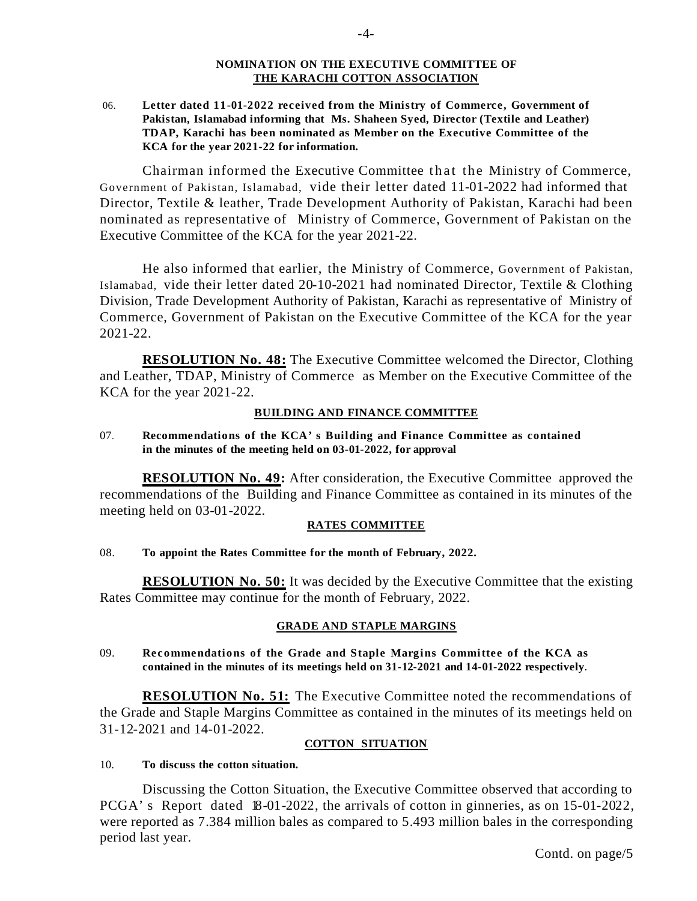**NOMINATION ON THE EXECUTIVE COMMITTEE OF**
**THE KARACHI COTTON ASSOCIATION**

06. **Letter dated 11-01-2022 received from the Ministry of Commerce, Government of Pakistan, Islamabad informing that Ms. Shaheen Syed, Director (Textile and Leather) TDAP, Karachi has been nominated as Member on the Executive Committee of the KCA for the year 2021-22 for information.**

Chairman informed the Executive Committee that the Ministry of Commerce, Government of Pakistan, Islamabad, vide their letter dated 11-01-2022 had informed that Director, Textile & leather, Trade Development Authority of Pakistan, Karachi had been nominated as representative of Ministry of Commerce, Government of Pakistan on the Executive Committee of the KCA for the year 2021-22.

He also informed that earlier, the Ministry of Commerce, Government of Pakistan, Islamabad, vide their letter dated 20-10-2021 had nominated Director, Textile & Clothing Division, Trade Development Authority of Pakistan, Karachi as representative of Ministry of Commerce, Government of Pakistan on the Executive Committee of the KCA for the year 2021-22.

**RESOLUTION No. 48:** The Executive Committee welcomed the Director, Clothing and Leather, TDAP, Ministry of Commerce as Member on the Executive Committee of the KCA for the year 2021-22.

**BUILDING AND FINANCE COMMITTEE**

07. **Recommendations of the KCA's Building and Finance Committee as contained in the minutes of the meeting held on 03-01-2022, for approval**

**RESOLUTION No. 49:** After consideration, the Executive Committee approved the recommendations of the Building and Finance Committee as contained in its minutes of the meeting held on 03-01-2022.

**RATES COMMITTEE**

08. **To appoint the Rates Committee for the month of February, 2022.**

**RESOLUTION No. 50:** It was decided by the Executive Committee that the existing Rates Committee may continue for the month of February, 2022.

**GRADE AND STAPLE MARGINS**

09. **Recommendations of the Grade and Staple Margins Committee of the KCA as contained in the minutes of its meetings held on 31-12-2021 and 14-01-2022 respectively**.

**RESOLUTION No. 51:** The Executive Committee noted the recommendations of the Grade and Staple Margins Committee as contained in the minutes of its meetings held on 31-12-2021 and 14-01-2022.

**COTTON SITUATION**

10. **To discuss the cotton situation.**

Discussing the Cotton Situation, the Executive Committee observed that according to PCGA's Report dated 18-01-2022, the arrivals of cotton in ginneries, as on 15-01-2022, were reported as 7.384 million bales as compared to 5.493 million bales in the corresponding period last year.

Contd. on page/5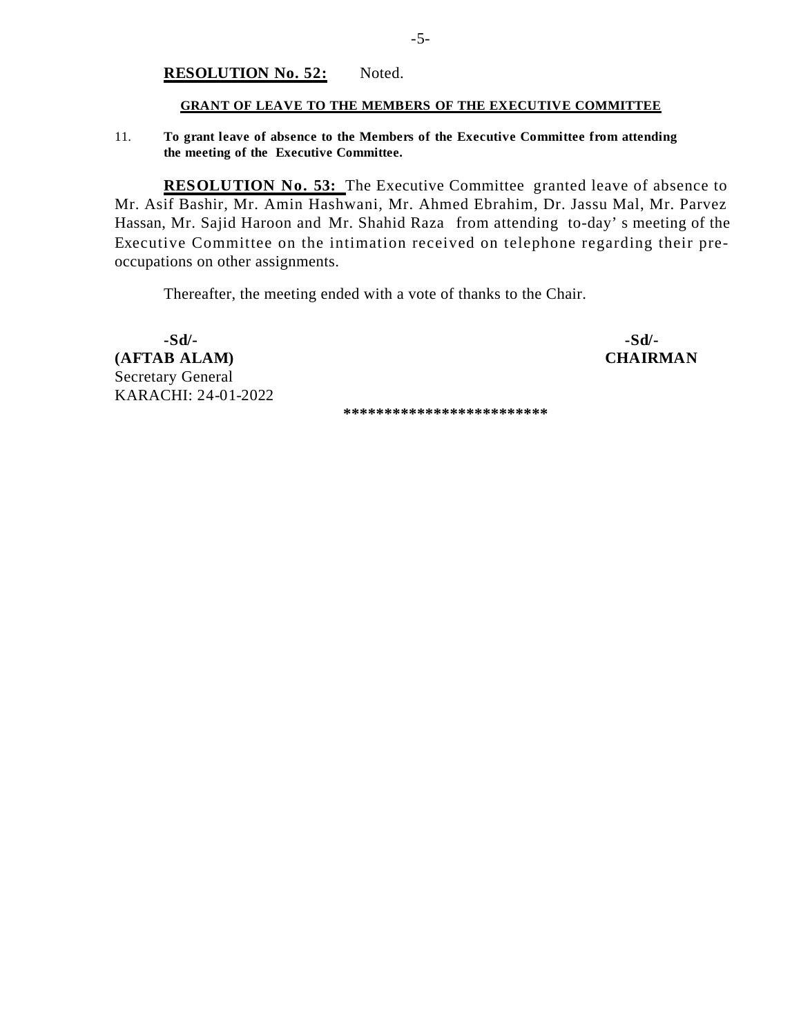**RESOLUTION No. 52:** Noted.

**GRANT OF LEAVE TO THE MEMBERS OF THE EXECUTIVE COMMITTEE**

11. **To grant leave of absence to the Members of the Executive Committee from attending the meeting of the Executive Committee.**

**RESOLUTION No. 53:** The Executive Committee granted leave of absence to Mr. Asif Bashir, Mr. Amin Hashwani, Mr. Ahmed Ebrahim, Dr. Jassu Mal, Mr. Parvez Hassan, Mr. Sajid Haroon and Mr. Shahid Raza from attending to-day' s meeting of the Executive Committee on the intimation received on telephone regarding their pre-occupations on other assignments.

Thereafter, the meeting ended with a vote of thanks to the Chair.

**-Sd/-**
**(AFTAB ALAM)**
Secretary General
KARACHI: 24-01-2022

**-Sd/-**
**CHAIRMAN**

************************